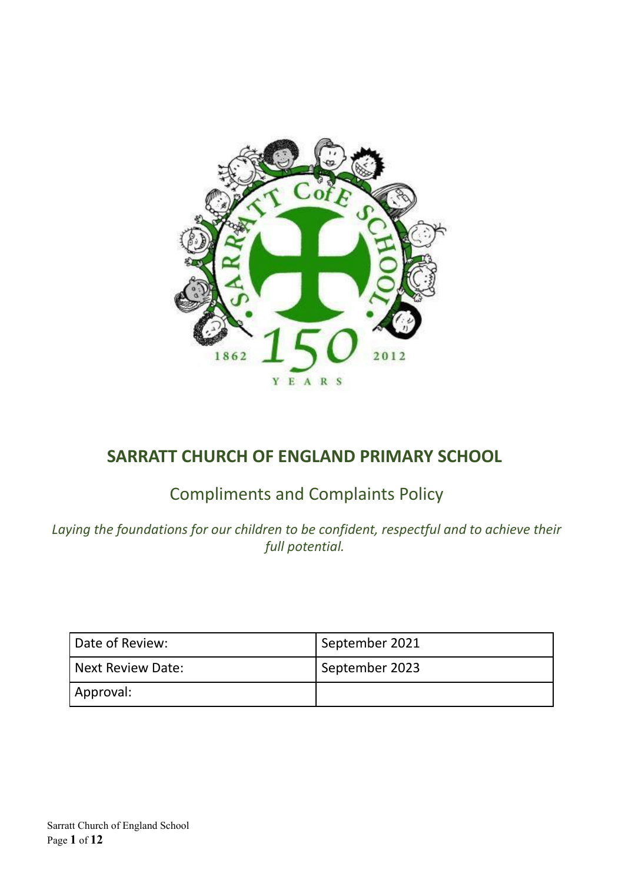# SARRATT CHURCH OF ENGLAND PRIMARY SCHOOL

## Compliments and Complaints Policy

*Laying the foundations for our children to be confident, respectful and to achieve their full potential.*

| Date of Review: | September 2021 |
|---|---|
| Next Review Date: | September 2023 |
| Approval: | |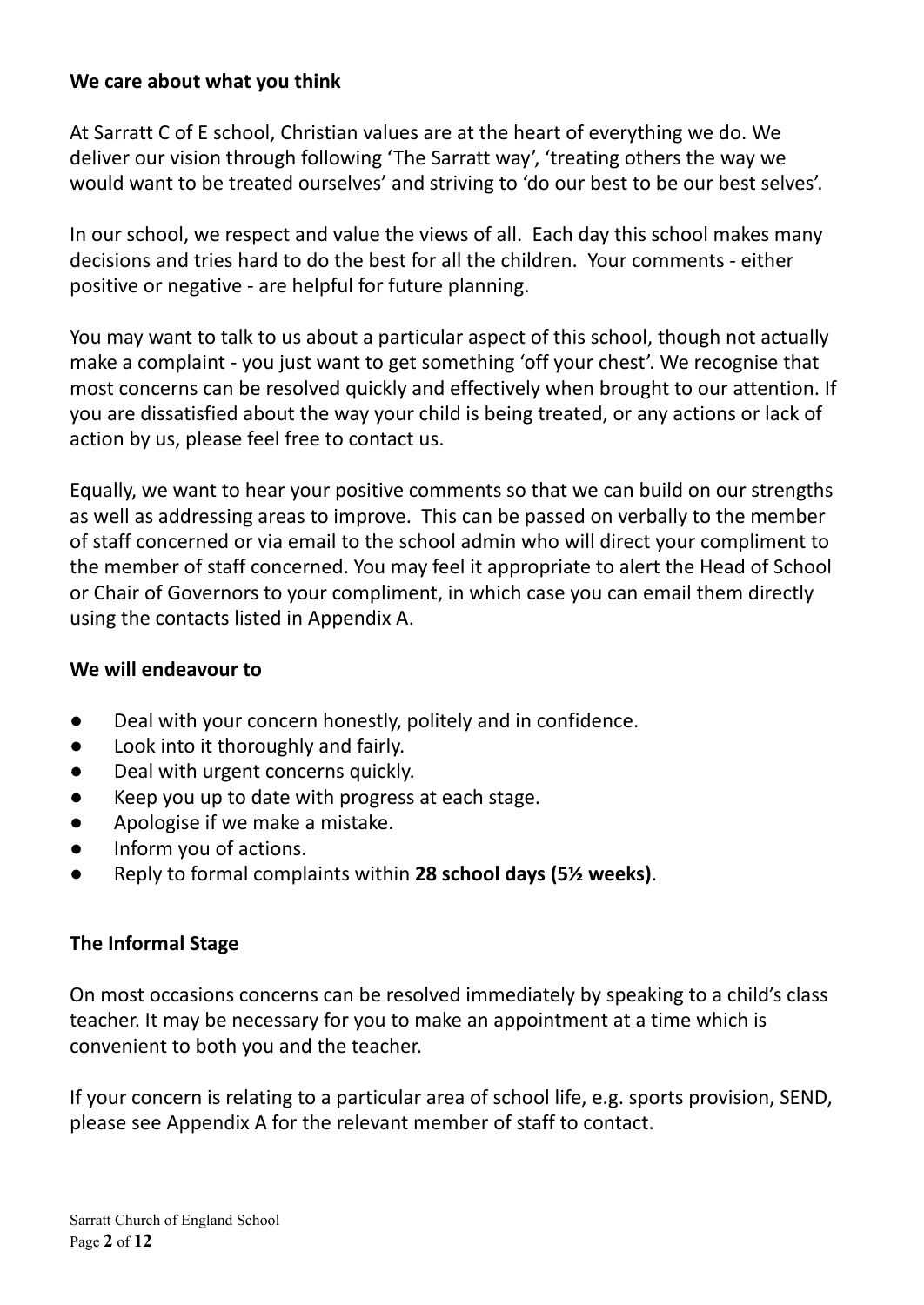**We care about what you think**

At Sarratt C of E school, Christian values are at the heart of everything we do. We deliver our vision through following 'The Sarratt way', 'treating others the way we would want to be treated ourselves' and striving to 'do our best to be our best selves'.

In our school, we respect and value the views of all. Each day this school makes many decisions and tries hard to do the best for all the children. Your comments - either positive or negative - are helpful for future planning.

You may want to talk to us about a particular aspect of this school, though not actually make a complaint - you just want to get something 'off your chest'. We recognise that most concerns can be resolved quickly and effectively when brought to our attention. If you are dissatisfied about the way your child is being treated, or any actions or lack of action by us, please feel free to contact us.

Equally, we want to hear your positive comments so that we can build on our strengths as well as addressing areas to improve. This can be passed on verbally to the member of staff concerned or via email to the school admin who will direct your compliment to the member of staff concerned. You may feel it appropriate to alert the Head of School or Chair of Governors to your compliment, in which case you can email them directly using the contacts listed in Appendix A.

**We will endeavour to**

- Deal with your concern honestly, politely and in confidence.
- Look into it thoroughly and fairly.
- Deal with urgent concerns quickly.
- Keep you up to date with progress at each stage.
- Apologise if we make a mistake.
- Inform you of actions.
- Reply to formal complaints within **28 school days (5½ weeks)**.

**The Informal Stage**

On most occasions concerns can be resolved immediately by speaking to a child's class teacher. It may be necessary for you to make an appointment at a time which is convenient to both you and the teacher.

If your concern is relating to a particular area of school life, e.g. sports provision, SEND, please see Appendix A for the relevant member of staff to contact.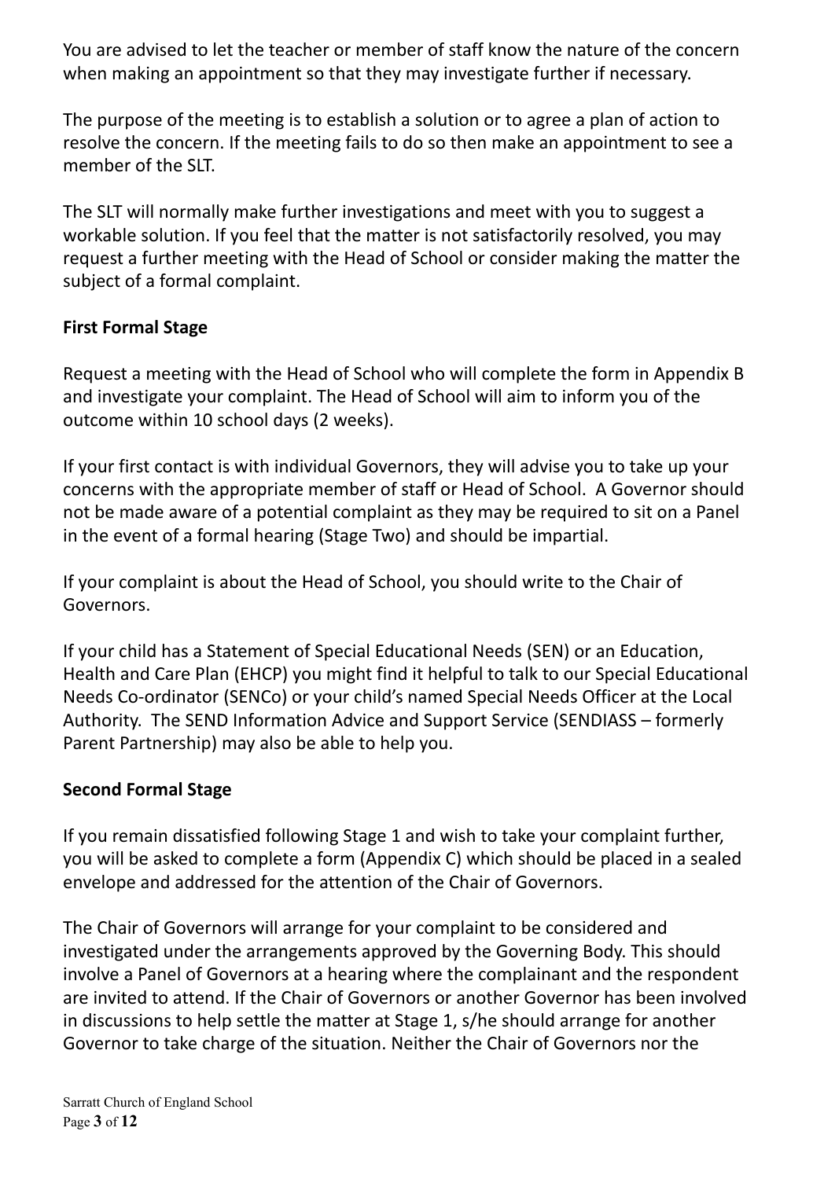You are advised to let the teacher or member of staff know the nature of the concern when making an appointment so that they may investigate further if necessary.

The purpose of the meeting is to establish a solution or to agree a plan of action to resolve the concern. If the meeting fails to do so then make an appointment to see a member of the SLT.

The SLT will normally make further investigations and meet with you to suggest a workable solution. If you feel that the matter is not satisfactorily resolved, you may request a further meeting with the Head of School or consider making the matter the subject of a formal complaint.

**First Formal Stage**

Request a meeting with the Head of School who will complete the form in Appendix B and investigate your complaint. The Head of School will aim to inform you of the outcome within 10 school days (2 weeks).

If your first contact is with individual Governors, they will advise you to take up your concerns with the appropriate member of staff or Head of School. A Governor should not be made aware of a potential complaint as they may be required to sit on a Panel in the event of a formal hearing (Stage Two) and should be impartial.

If your complaint is about the Head of School, you should write to the Chair of Governors.

If your child has a Statement of Special Educational Needs (SEN) or an Education, Health and Care Plan (EHCP) you might find it helpful to talk to our Special Educational Needs Co-ordinator (SENCo) or your child's named Special Needs Officer at the Local Authority. The SEND Information Advice and Support Service (SENDIASS – formerly Parent Partnership) may also be able to help you.

**Second Formal Stage**

If you remain dissatisfied following Stage 1 and wish to take your complaint further, you will be asked to complete a form (Appendix C) which should be placed in a sealed envelope and addressed for the attention of the Chair of Governors.

The Chair of Governors will arrange for your complaint to be considered and investigated under the arrangements approved by the Governing Body. This should involve a Panel of Governors at a hearing where the complainant and the respondent are invited to attend. If the Chair of Governors or another Governor has been involved in discussions to help settle the matter at Stage 1, s/he should arrange for another Governor to take charge of the situation. Neither the Chair of Governors nor the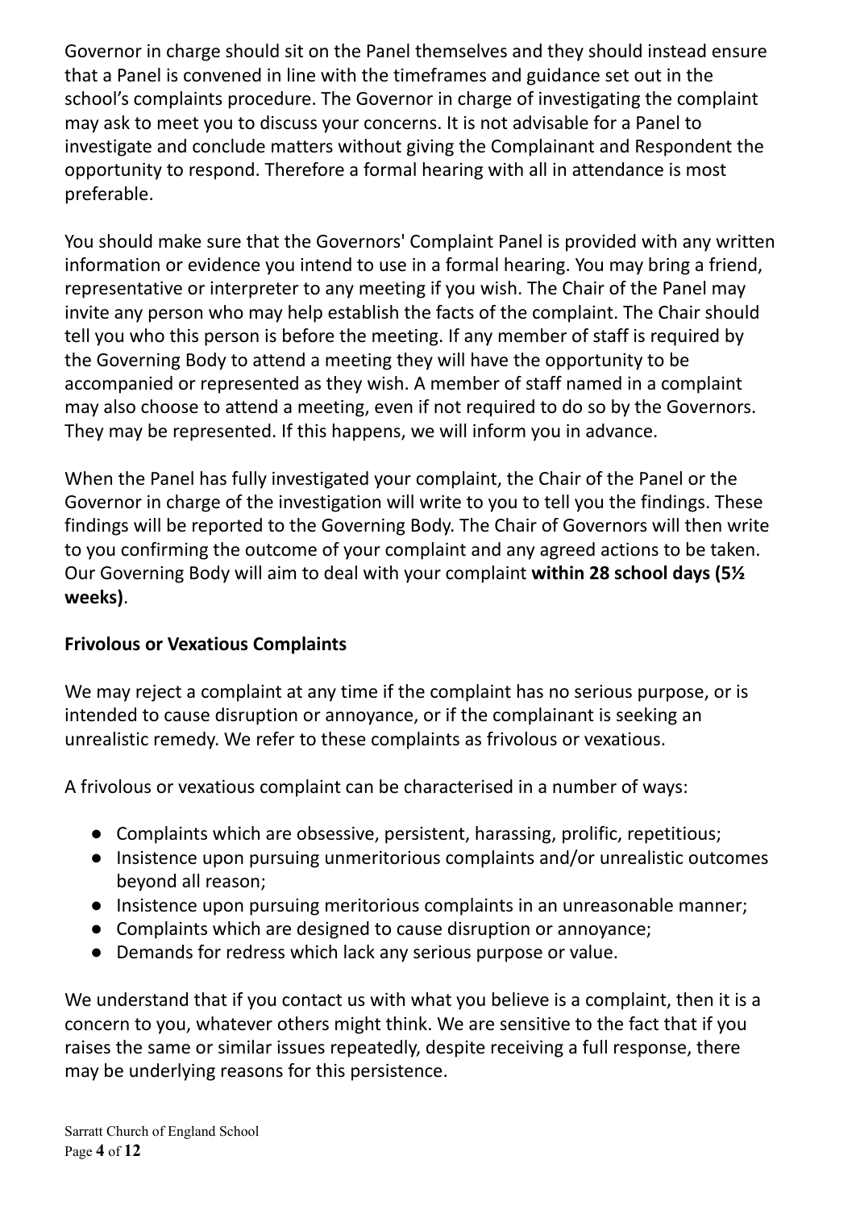Governor in charge should sit on the Panel themselves and they should instead ensure that a Panel is convened in line with the timeframes and guidance set out in the school's complaints procedure. The Governor in charge of investigating the complaint may ask to meet you to discuss your concerns. It is not advisable for a Panel to investigate and conclude matters without giving the Complainant and Respondent the opportunity to respond. Therefore a formal hearing with all in attendance is most preferable.

You should make sure that the Governors' Complaint Panel is provided with any written information or evidence you intend to use in a formal hearing. You may bring a friend, representative or interpreter to any meeting if you wish. The Chair of the Panel may invite any person who may help establish the facts of the complaint. The Chair should tell you who this person is before the meeting. If any member of staff is required by the Governing Body to attend a meeting they will have the opportunity to be accompanied or represented as they wish. A member of staff named in a complaint may also choose to attend a meeting, even if not required to do so by the Governors. They may be represented. If this happens, we will inform you in advance.

When the Panel has fully investigated your complaint, the Chair of the Panel or the Governor in charge of the investigation will write to you to tell you the findings. These findings will be reported to the Governing Body. The Chair of Governors will then write to you confirming the outcome of your complaint and any agreed actions to be taken. Our Governing Body will aim to deal with your complaint **within 28 school days (5½ weeks)**.

**Frivolous or Vexatious Complaints**

We may reject a complaint at any time if the complaint has no serious purpose, or is intended to cause disruption or annoyance, or if the complainant is seeking an unrealistic remedy. We refer to these complaints as frivolous or vexatious.

A frivolous or vexatious complaint can be characterised in a number of ways:

- Complaints which are obsessive, persistent, harassing, prolific, repetitious;
- Insistence upon pursuing unmeritorious complaints and/or unrealistic outcomes beyond all reason;
- Insistence upon pursuing meritorious complaints in an unreasonable manner;
- Complaints which are designed to cause disruption or annoyance;
- Demands for redress which lack any serious purpose or value.

We understand that if you contact us with what you believe is a complaint, then it is a concern to you, whatever others might think. We are sensitive to the fact that if you raises the same or similar issues repeatedly, despite receiving a full response, there may be underlying reasons for this persistence.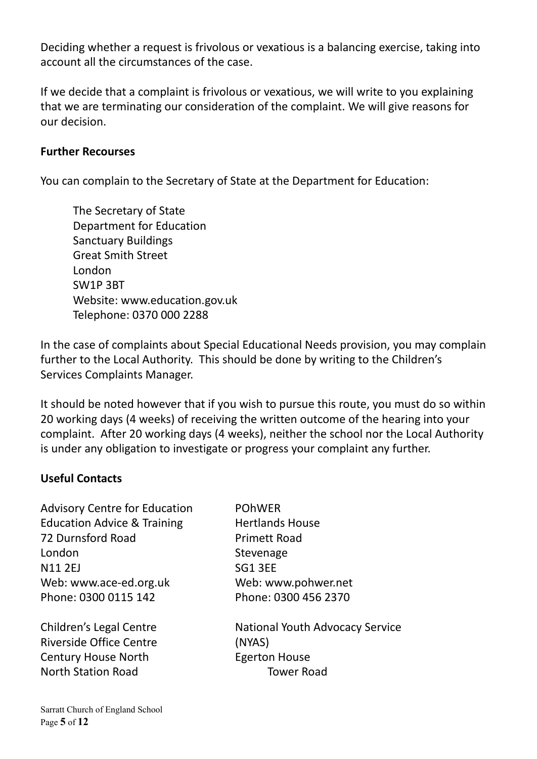Deciding whether a request is frivolous or vexatious is a balancing exercise, taking into account all the circumstances of the case.

If we decide that a complaint is frivolous or vexatious, we will write to you explaining that we are terminating our consideration of the complaint. We will give reasons for our decision.

**Further Recourses**

You can complain to the Secretary of State at the Department for Education:

The Secretary of State
Department for Education
Sanctuary Buildings
Great Smith Street
London
SW1P 3BT
Website: www.education.gov.uk
Telephone: 0370 000 2288

In the case of complaints about Special Educational Needs provision, you may complain further to the Local Authority. This should be done by writing to the Children's Services Complaints Manager.

It should be noted however that if you wish to pursue this route, you must do so within 20 working days (4 weeks) of receiving the written outcome of the hearing into your complaint. After 20 working days (4 weeks), neither the school nor the Local Authority is under any obligation to investigate or progress your complaint any further.

**Useful Contacts**

Advisory Centre for Education
Education Advice & Training
72 Durnsford Road
London
N11 2EJ
Web: www.ace-ed.org.uk
Phone: 0300 0115 142

POhWER
Hertlands House
Primett Road
Stevenage
SG1 3EE
Web: www.pohwer.net
Phone: 0300 456 2370

Children's Legal Centre
Riverside Office Centre
Century House North
North Station Road

National Youth Advocacy Service
(NYAS)
Egerton House
Tower Road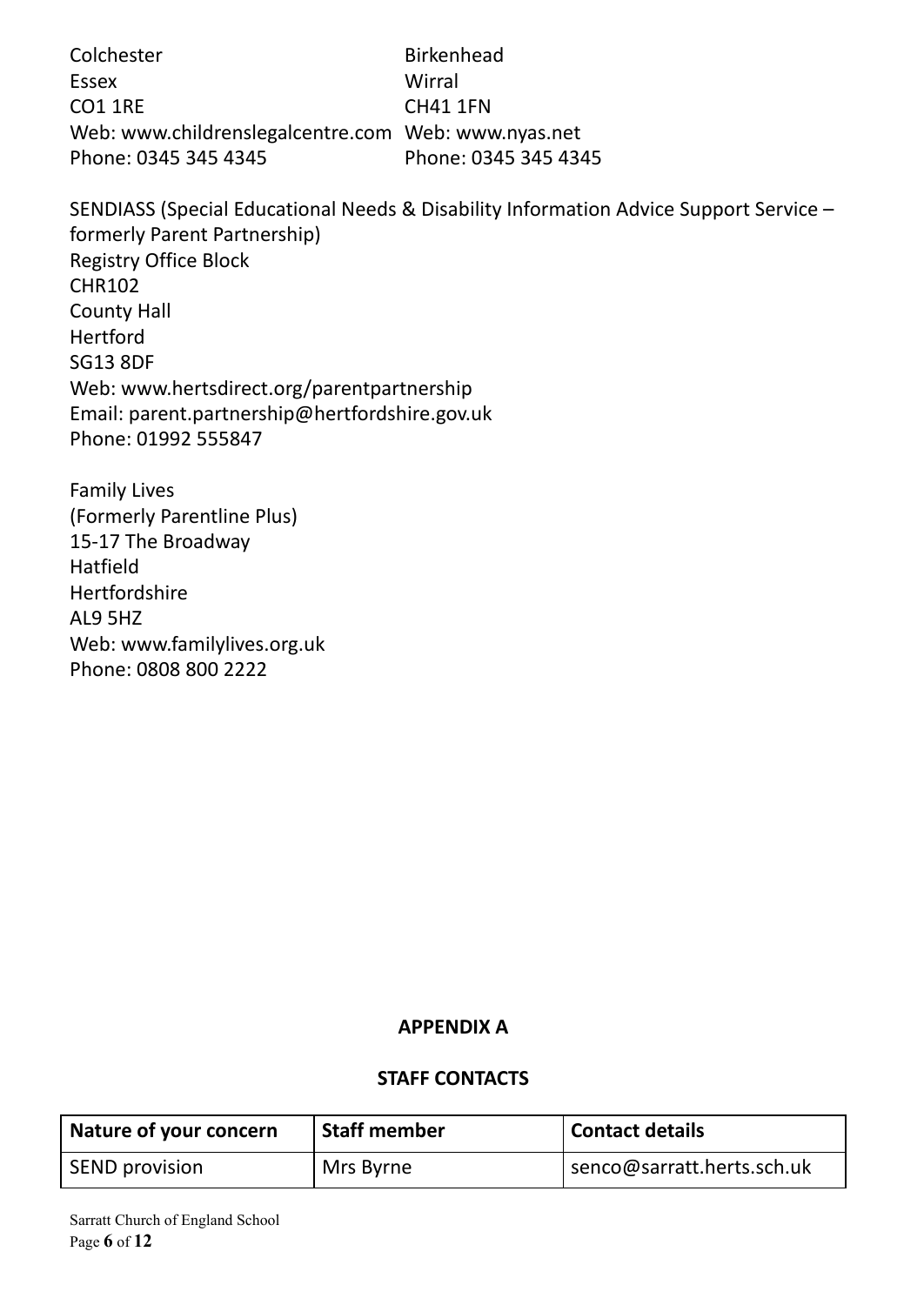Colchester
Essex
CO1 1RE
Web: www.childrenslegalcentre.com
Phone: 0345 345 4345

Birkenhead
Wirral
CH41 1FN
Web: www.nyas.net
Phone: 0345 345 4345

SENDIASS (Special Educational Needs & Disability Information Advice Support Service – formerly Parent Partnership)
Registry Office Block
CHR102
County Hall
Hertford
SG13 8DF
Web: www.hertsdirect.org/parentpartnership
Email: parent.partnership@hertfordshire.gov.uk
Phone: 01992 555847

Family Lives
(Formerly Parentline Plus)
15-17 The Broadway
Hatfield
Hertfordshire
AL9 5HZ
Web: www.familylives.org.uk
Phone: 0808 800 2222

**APPENDIX A**

**STAFF CONTACTS**

| Nature of your concern | Staff member | Contact details |
|---|---|---|
| SEND provision | Mrs Byrne | senco@sarratt.herts.sch.uk |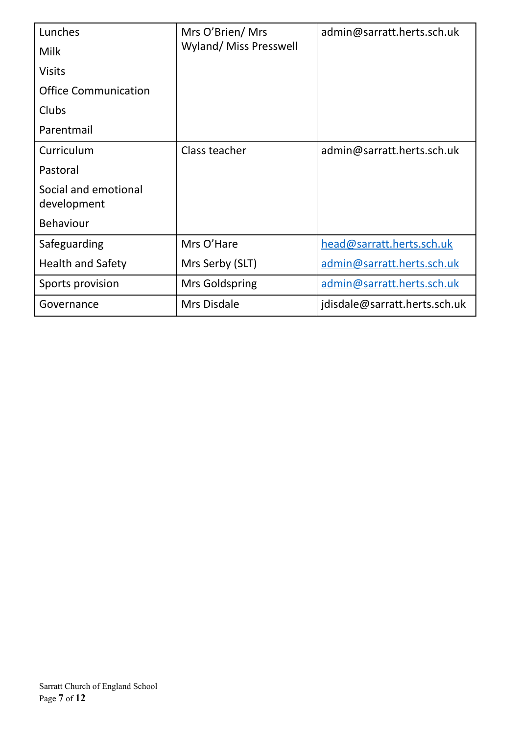| | | |
|---|---|---|
| Lunches<br>Milk<br>Visits<br>Office Communication<br>Clubs<br>Parentmail | Mrs O'Brien/ Mrs Wyland/ Miss Presswell | admin@sarratt.herts.sch.uk |
| Curriculum<br>Pastoral<br>Social and emotional development<br>Behaviour | Class teacher | admin@sarratt.herts.sch.uk |
| Safeguarding<br>Health and Safety | Mrs O'Hare<br>Mrs Serby (SLT) | head@sarratt.herts.sch.uk<br>admin@sarratt.herts.sch.uk |
| Sports provision | Mrs Goldspring | admin@sarratt.herts.sch.uk |
| Governance | Mrs Disdale | jdisdale@sarratt.herts.sch.uk |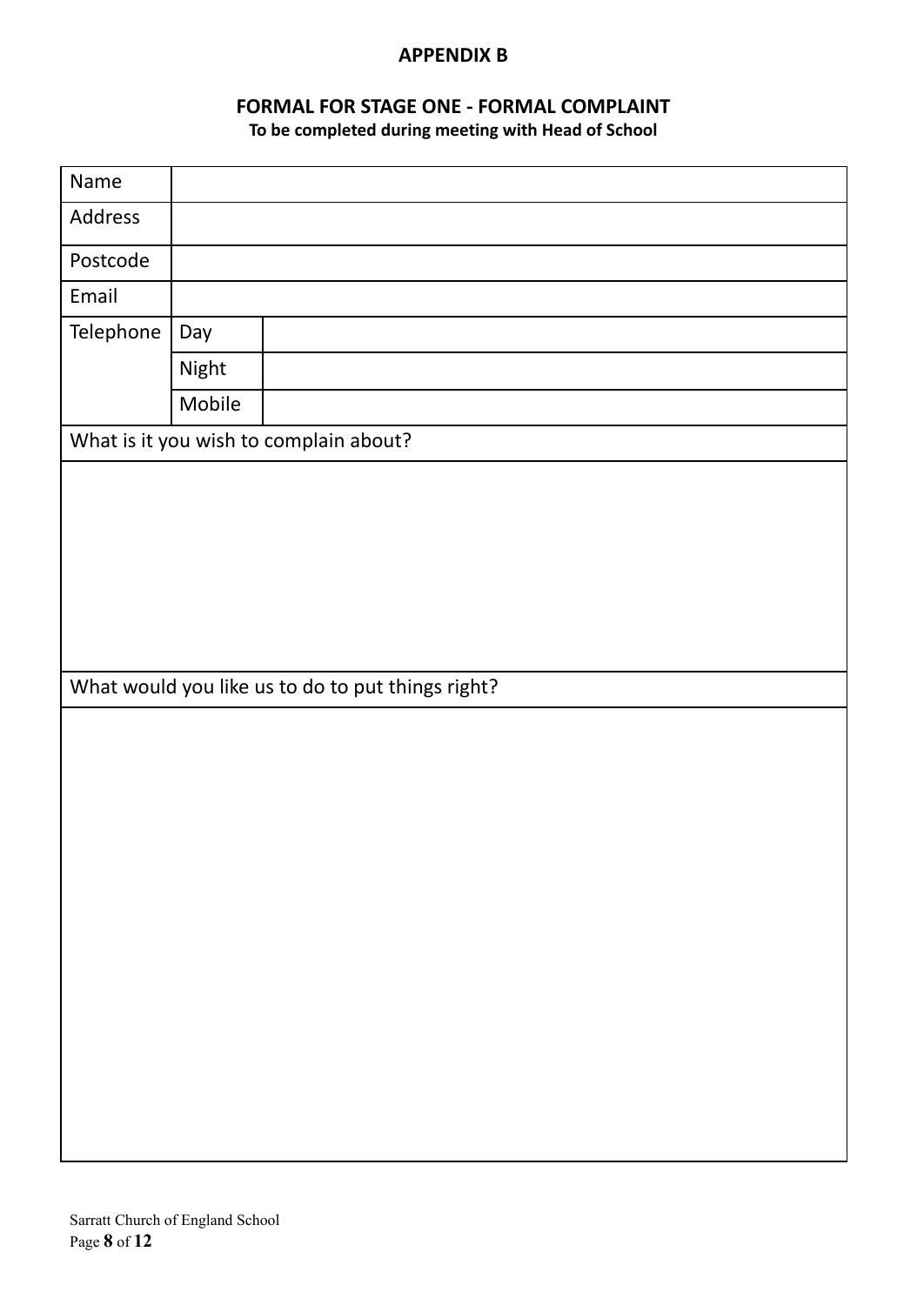## APPENDIX B

### FORMAL FOR STAGE ONE - FORMAL COMPLAINT

**To be completed during meeting with Head of School**

| Name | | |
|---|---|---|
| Address | | |
| Postcode | | |
| Email | | |
| Telephone | Day | |
| | Night | |
| | Mobile | |
| What is it you wish to complain about? | | |
| | | |
| What would you like us to do to put things right? | | |
| | | |

Sarratt Church of England School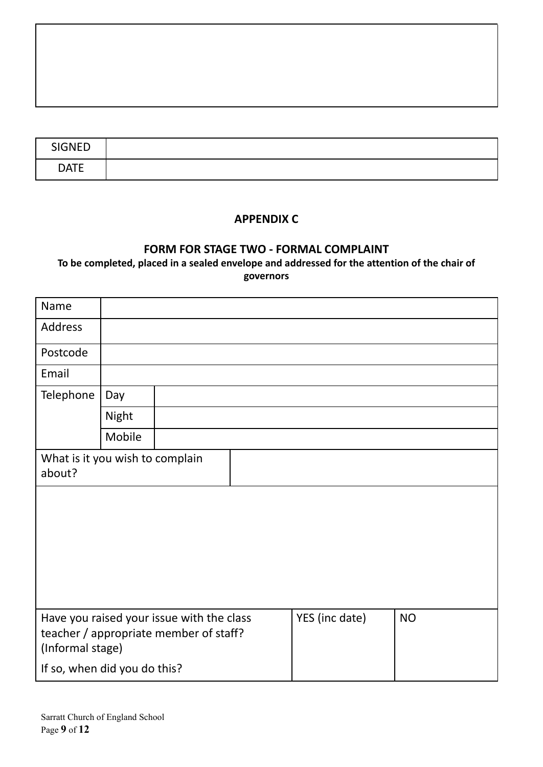| |
|---|
| |

| SIGNED | |
|---|---|
| DATE | |

## APPENDIX C

### FORM FOR STAGE TWO - FORMAL COMPLAINT

**To be completed, placed in a sealed envelope and addressed for the attention of the chair of governors**

| Name | | |
|---|---|---|
| Address | | |
| Postcode | | |
| Email | | |
| Telephone | Day | |
| | Night | |
| | Mobile | |

| What is it you wish to complain about? | |
|---|---|
| | |

| Have you raised your issue with the class teacher / appropriate member of staff? (Informal stage)<br><br>If so, when did you do this? | YES (inc date) | NO |
|---|---|---|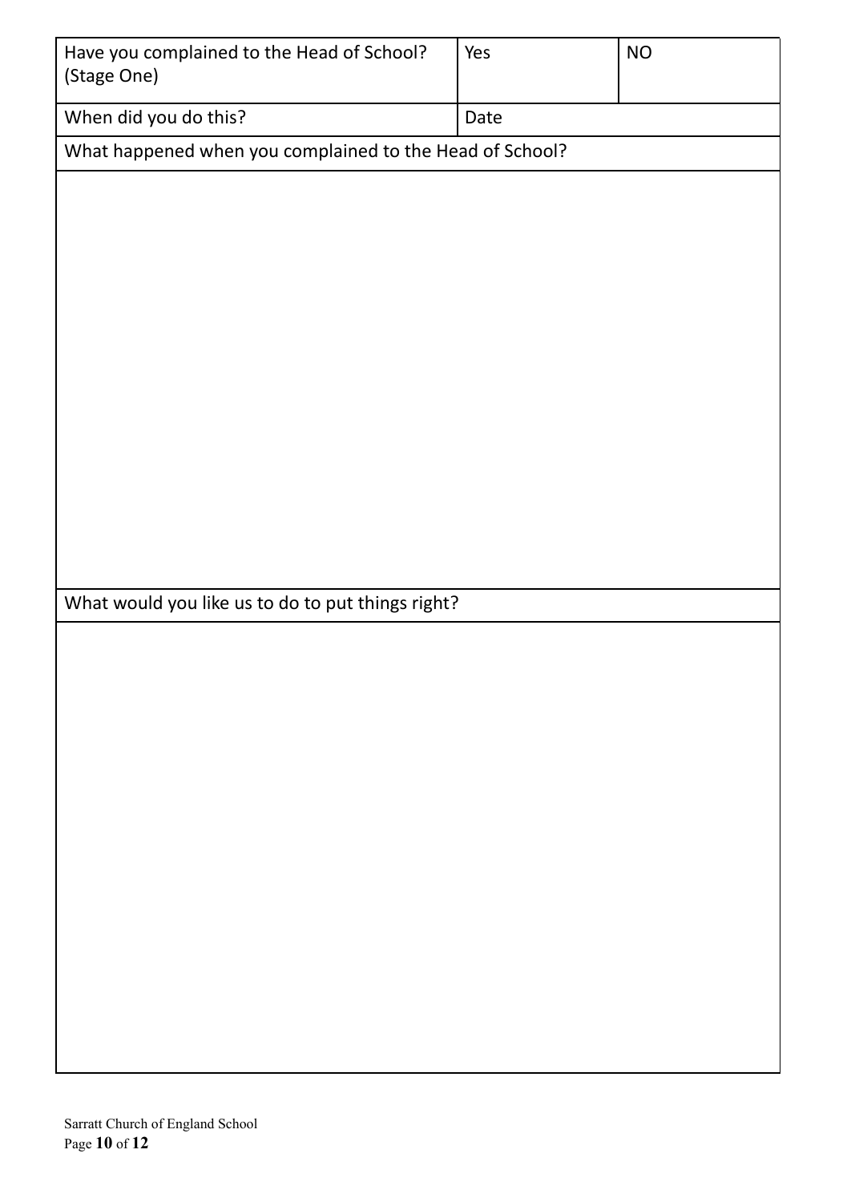| Have you complained to the Head of School? (Stage One) | Yes | NO |
|---|---|---|
| When did you do this? | Date | |

| What happened when you complained to the Head of School? |
|---|
| |

| What would you like us to do to put things right? |
|---|
| |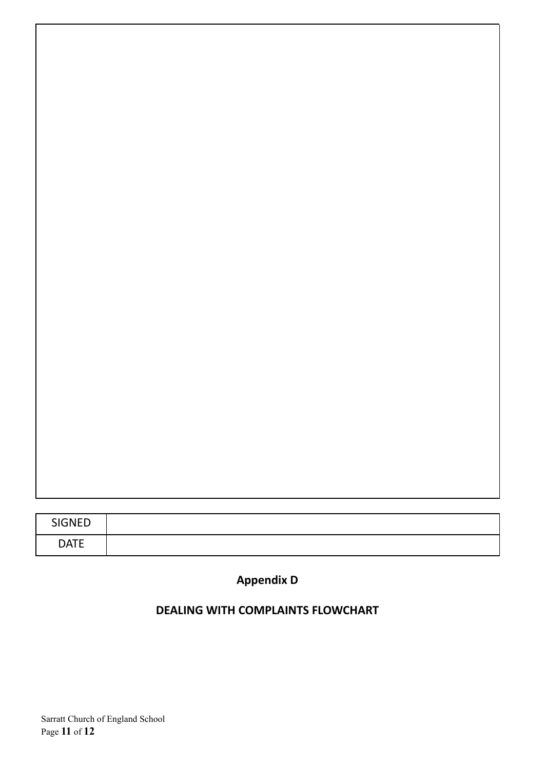| SIGNED | |
|---|---|
| DATE | |

**Appendix D**

**DEALING WITH COMPLAINTS FLOWCHART**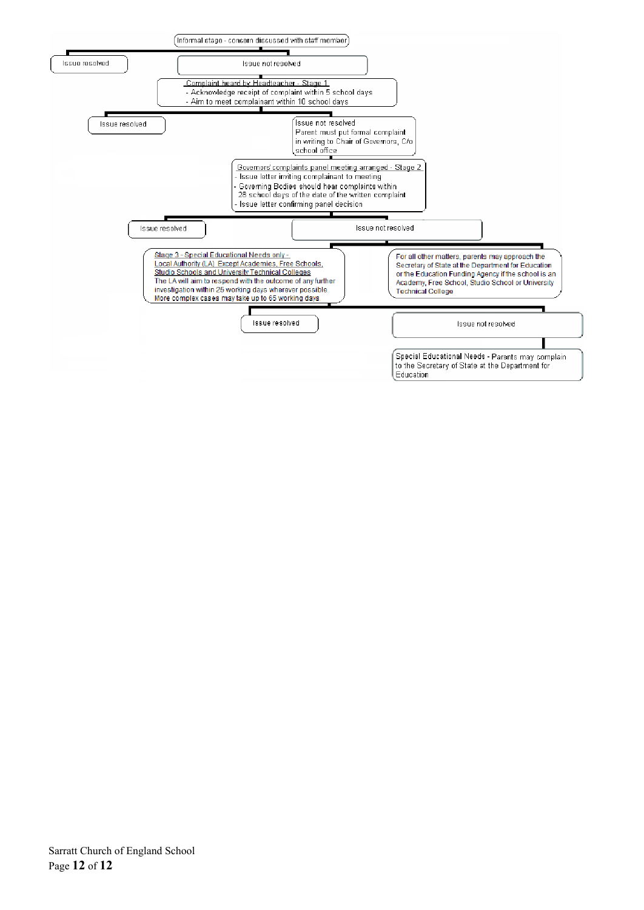Informal stage - concern discussed with staff member

Issue resolved

Issue not resolved

Complaint heard by Headteacher - Stage 1
- Acknowledge receipt of complaint within 5 school days
- Aim to meet complainant within 10 school days

Issue resolved

Issue not resolved
Parent must put formal complaint in writing to Chair of Governors, C/o school office

Governors' complaints panel meeting arranged - Stage 2
- Issue letter inviting complainant to meeting
- Governing Bodies should hear complaints within 28 school days of the date of the written complaint
- Issue letter confirming panel decision

Issue resolved

Issue not resolved

Stage 3 - Special Educational Needs only - Local Authority (LA) Except Academies, Free Schools, Studio Schools and University Technical Colleges
The LA will aim to respond with the outcome of any further investigation within 25 working days wherever possible. More complex cases may take up to 65 working days

For all other matters, parents may approach the Secretary of State at the Department for Education or the Education Funding Agency if the school is an Academy, Free School, Studio School or University Technical College

Issue resolved

Issue not resolved

Special Educational Needs - Parents may complain to the Secretary of State at the Department for Education